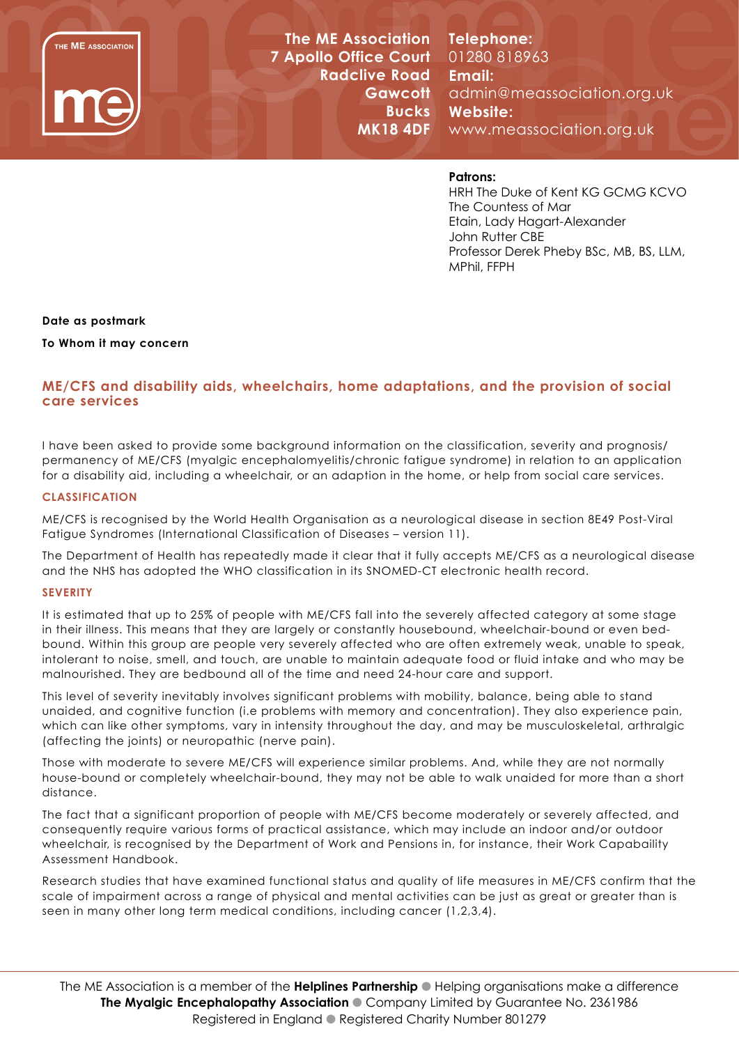THE ME ASSOCIATION

**The ME Association**
**7 Apollo Office Court**
**Radclive Road**
**Gawcott**
**Bucks**
**MK18 4DF**

**Telephone:**
01280 818963
**Email:**
admin@meassociation.org.uk
**Website:**
www.meassociation.org.uk

**Patrons:**
HRH The Duke of Kent KG GCMG KCVO
The Countess of Mar
Etain, Lady Hagart-Alexander
John Rutter CBE
Professor Derek Pheby BSc, MB, BS, LLM, MPhil, FFPH

**Date as postmark**

**To Whom it may concern**

## ME/CFS and disability aids, wheelchairs, home adaptations, and the provision of social care services

I have been asked to provide some background information on the classification, severity and prognosis/permanency of ME/CFS (myalgic encephalomyelitis/chronic fatigue syndrome) in relation to an application for a disability aid, including a wheelchair, or an adaption in the home, or help from social care services.

### CLASSIFICATION

ME/CFS is recognised by the World Health Organisation as a neurological disease in section 8E49 Post-Viral Fatigue Syndromes (International Classification of Diseases – version 11).

The Department of Health has repeatedly made it clear that it fully accepts ME/CFS as a neurological disease and the NHS has adopted the WHO classification in its SNOMED-CT electronic health record.

### SEVERITY

It is estimated that up to 25% of people with ME/CFS fall into the severely affected category at some stage in their illness. This means that they are largely or constantly housebound, wheelchair-bound or even bed-bound. Within this group are people very severely affected who are often extremely weak, unable to speak, intolerant to noise, smell, and touch, are unable to maintain adequate food or fluid intake and who may be malnourished. They are bedbound all of the time and need 24-hour care and support.

This level of severity inevitably involves significant problems with mobility, balance, being able to stand unaided, and cognitive function (i.e problems with memory and concentration). They also experience pain, which can like other symptoms, vary in intensity throughout the day, and may be musculoskeletal, arthralgic (affecting the joints) or neuropathic (nerve pain).

Those with moderate to severe ME/CFS will experience similar problems. And, while they are not normally house-bound or completely wheelchair-bound, they may not be able to walk unaided for more than a short distance.

The fact that a significant proportion of people with ME/CFS become moderately or severely affected, and consequently require various forms of practical assistance, which may include an indoor and/or outdoor wheelchair, is recognised by the Department of Work and Pensions in, for instance, their Work Capabaility Assessment Handbook.

Research studies that have examined functional status and quality of life measures in ME/CFS confirm that the scale of impairment across a range of physical and mental activities can be just as great or greater than is seen in many other long term medical conditions, including cancer (1,2,3,4).

The ME Association is a member of the **Helplines Partnership** ● Helping organisations make a difference
**The Myalgic Encephalopathy Association** ● Company Limited by Guarantee No. 2361986
Registered in England ● Registered Charity Number 801279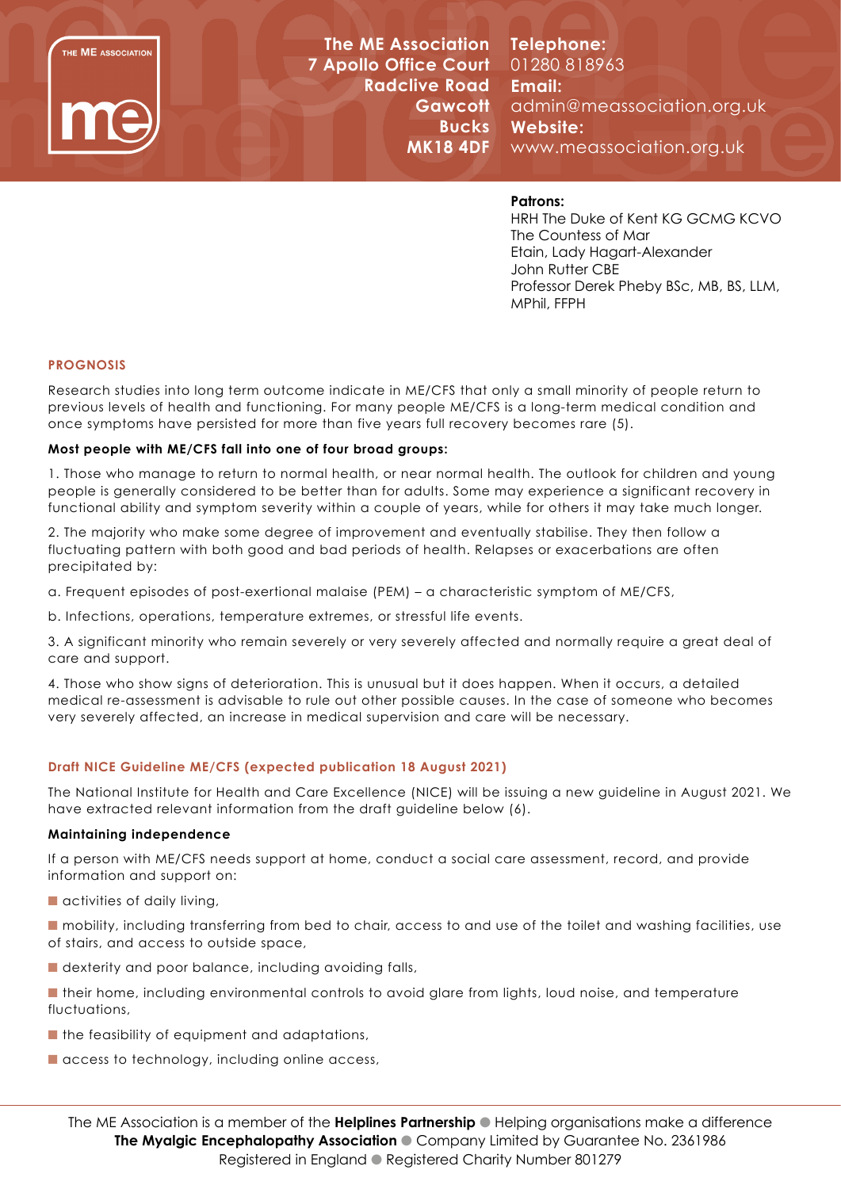The ME Association
7 Apollo Office Court
Radclive Road
Gawcott
Bucks
MK18 4DF

**Telephone:** 01280 818963
**Email:** admin@meassociation.org.uk
**Website:** www.meassociation.org.uk

**Patrons:**
HRH The Duke of Kent KG GCMG KCVO
The Countess of Mar
Etain, Lady Hagart-Alexander
John Rutter CBE
Professor Derek Pheby BSc, MB, BS, LLM, MPhil, FFPH

## PROGNOSIS

Research studies into long term outcome indicate in ME/CFS that only a small minority of people return to previous levels of health and functioning. For many people ME/CFS is a long-term medical condition and once symptoms have persisted for more than five years full recovery becomes rare (5).

**Most people with ME/CFS fall into one of four broad groups:**

1. Those who manage to return to normal health, or near normal health. The outlook for children and young people is generally considered to be better than for adults. Some may experience a significant recovery in functional ability and symptom severity within a couple of years, while for others it may take much longer.

2. The majority who make some degree of improvement and eventually stabilise. They then follow a fluctuating pattern with both good and bad periods of health. Relapses or exacerbations are often precipitated by:

a. Frequent episodes of post-exertional malaise (PEM) – a characteristic symptom of ME/CFS,

b. Infections, operations, temperature extremes, or stressful life events.

3. A significant minority who remain severely or very severely affected and normally require a great deal of care and support.

4. Those who show signs of deterioration. This is unusual but it does happen. When it occurs, a detailed medical re-assessment is advisable to rule out other possible causes. In the case of someone who becomes very severely affected, an increase in medical supervision and care will be necessary.

## Draft NICE Guideline ME/CFS (expected publication 18 August 2021)

The National Institute for Health and Care Excellence (NICE) will be issuing a new guideline in August 2021. We have extracted relevant information from the draft guideline below (6).

**Maintaining independence**

If a person with ME/CFS needs support at home, conduct a social care assessment, record, and provide information and support on:

- activities of daily living,
- mobility, including transferring from bed to chair, access to and use of the toilet and washing facilities, use of stairs, and access to outside space,
- dexterity and poor balance, including avoiding falls,
- their home, including environmental controls to avoid glare from lights, loud noise, and temperature fluctuations,
- the feasibility of equipment and adaptations,
- access to technology, including online access,

The ME Association is a member of the **Helplines Partnership** ● Helping organisations make a difference
**The Myalgic Encephalopathy Association** ● Company Limited by Guarantee No. 2361986
Registered in England ● Registered Charity Number 801279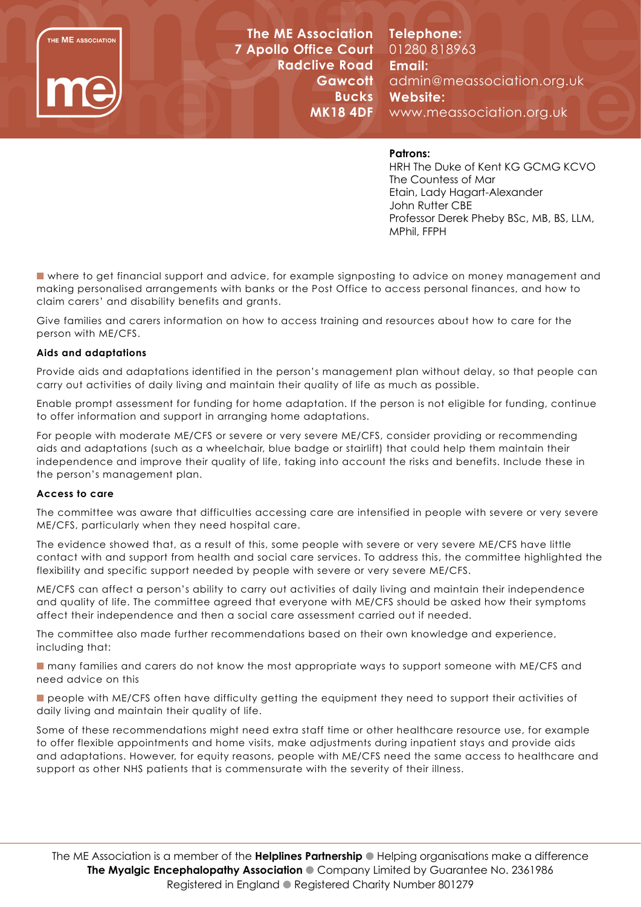- where to get financial support and advice, for example signposting to advice on money management and making personalised arrangements with banks or the Post Office to access personal finances, and how to claim carers' and disability benefits and grants.

Give families and carers information on how to access training and resources about how to care for the person with ME/CFS.

**Aids and adaptations**

Provide aids and adaptations identified in the person's management plan without delay, so that people can carry out activities of daily living and maintain their quality of life as much as possible.

Enable prompt assessment for funding for home adaptation. If the person is not eligible for funding, continue to offer information and support in arranging home adaptations.

For people with moderate ME/CFS or severe or very severe ME/CFS, consider providing or recommending aids and adaptations (such as a wheelchair, blue badge or stairlift) that could help them maintain their independence and improve their quality of life, taking into account the risks and benefits. Include these in the person's management plan.

**Access to care**

The committee was aware that difficulties accessing care are intensified in people with severe or very severe ME/CFS, particularly when they need hospital care.

The evidence showed that, as a result of this, some people with severe or very severe ME/CFS have little contact with and support from health and social care services. To address this, the committee highlighted the flexibility and specific support needed by people with severe or very severe ME/CFS.

ME/CFS can affect a person's ability to carry out activities of daily living and maintain their independence and quality of life. The committee agreed that everyone with ME/CFS should be asked how their symptoms affect their independence and then a social care assessment carried out if needed.

The committee also made further recommendations based on their own knowledge and experience, including that:

- many families and carers do not know the most appropriate ways to support someone with ME/CFS and need advice on this
- people with ME/CFS often have difficulty getting the equipment they need to support their activities of daily living and maintain their quality of life.

Some of these recommendations might need extra staff time or other healthcare resource use, for example to offer flexible appointments and home visits, make adjustments during inpatient stays and provide aids and adaptations. However, for equity reasons, people with ME/CFS need the same access to healthcare and support as other NHS patients that is commensurate with the severity of their illness.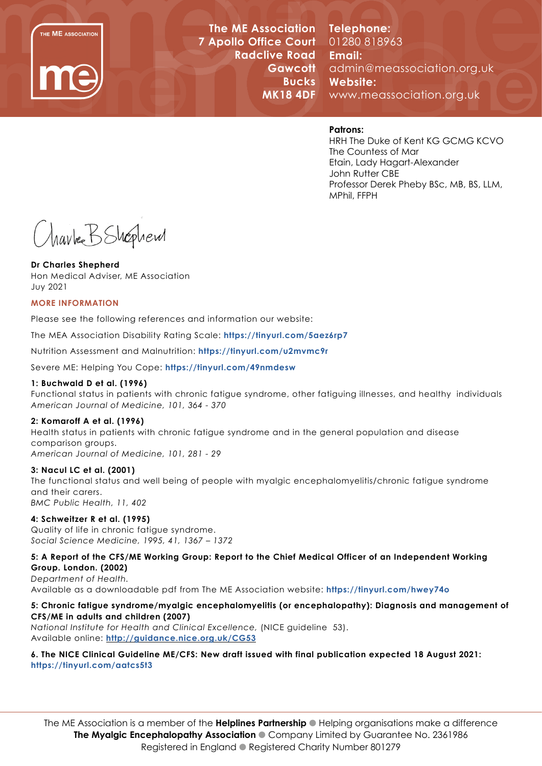The ME Association
7 Apollo Office Court
Radclive Road
Gawcott
Bucks
MK18 4DF

**Telephone:** 01280 818963
**Email:** admin@meassociation.org.uk
**Website:** www.meassociation.org.uk

**Patrons:**
HRH The Duke of Kent KG GCMG KCVO
The Countess of Mar
Etain, Lady Hagart-Alexander
John Rutter CBE
Professor Derek Pheby BSc, MB, BS, LLM, MPhil, FFPH

Charles B Shepherd

**Dr Charles Shepherd**
Hon Medical Adviser, ME Association
Juy 2021

## MORE INFORMATION

Please see the following references and information our website:

The MEA Association Disability Rating Scale: **https://tinyurl.com/5aez6rp7**

Nutrition Assessment and Malnutrition: **https://tinyurl.com/u2mvmc9r**

Severe ME: Helping You Cope: **https://tinyurl.com/49nmdesw**

**1: Buchwald D et al. (1996)**
Functional status in patients with chronic fatigue syndrome, other fatiguing illnesses, and healthy individuals
*American Journal of Medicine, 101, 364 - 370*

**2: Komaroff A et al. (1996)**
Health status in patients with chronic fatigue syndrome and in the general population and disease comparison groups.
*American Journal of Medicine, 101, 281 - 29*

**3: Nacul LC et al. (2001)**
The functional status and well being of people with myalgic encephalomyelitis/chronic fatigue syndrome and their carers.
*BMC Public Health, 11, 402*

**4: Schweitzer R et al. (1995)**
Quality of life in chronic fatigue syndrome.
*Social Science Medicine, 1995, 41, 1367 – 1372*

**5: A Report of the CFS/ME Working Group: Report to the Chief Medical Officer of an Independent Working Group. London. (2002)**
*Department of Health.*
Available as a downloadable pdf from The ME Association website: **https://tinyurl.com/hwey74o**

**5: Chronic fatigue syndrome/myalgic encephalomyelitis (or encephalopathy): Diagnosis and management of CFS/ME in adults and children (2007)**
*National Institute for Health and Clinical Excellence,* (NICE guideline 53).
Available online: **http://guidance.nice.org.uk/CG53**

**6. The NICE Clinical Guideline ME/CFS: New draft issued with final publication expected 18 August 2021:**
**https://tinyurl.com/aatcs5t3**

The ME Association is a member of the **Helplines Partnership** ● Helping organisations make a difference
**The Myalgic Encephalopathy Association** ● Company Limited by Guarantee No. 2361986
Registered in England ● Registered Charity Number 801279